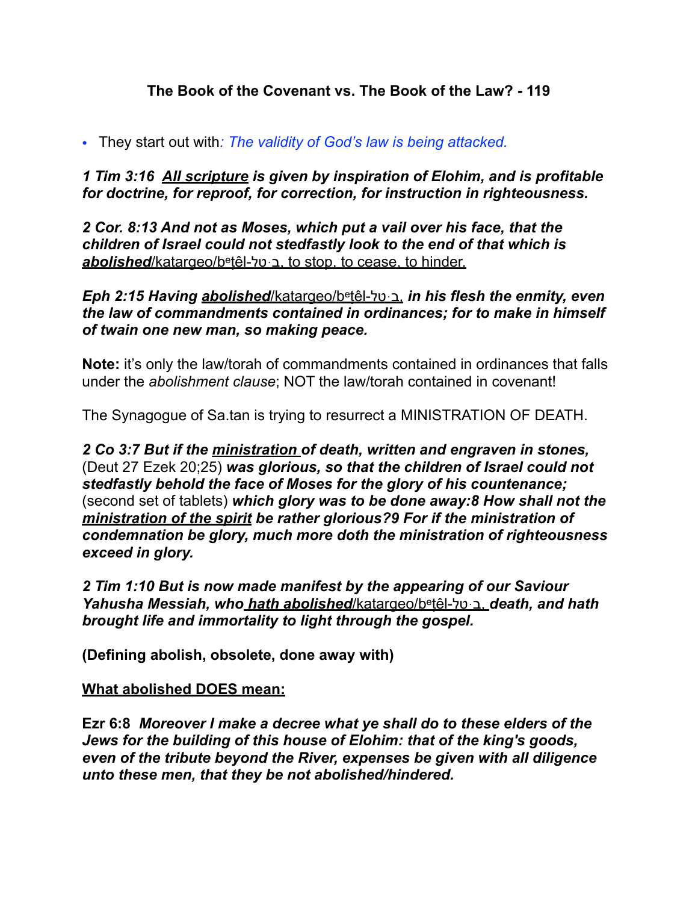**The Book of the Covenant vs. The Book of the Law? - 119**

- They start out with*: The validity of God's law is being attacked.*

***1 Tim 3:16 <u>All scripture</u> is given by inspiration of Elohim, and is profitable for doctrine, for reproof, for correction, for instruction in righteousness.***

***2 Cor. 8:13 And not as Moses, which put a vail over his face, that the children of Israel could not stedfastly look to the end of that which is <u>abolished</u>***<u>/katargeo/bᵉṭêl-ב·טל, to stop, to cease, to hinder.</u>

***Eph 2:15 Having <u>abolished</u>***/katargeo/bᵉṭêl-ב·טל, ***in his flesh the enmity, even the law of commandments contained in ordinances; for to make in himself of twain one new man, so making peace.***

**Note:** it's only the law/torah of commandments contained in ordinances that falls under the *abolishment clause*; NOT the law/torah contained in covenant!

The Synagogue of Sa.tan is trying to resurrect a MINISTRATION OF DEATH.

***2 Co 3:7 But if the <u>ministration</u> of death, written and engraven in stones,*** (Deut 27 Ezek 20;25) ***was glorious, so that the children of Israel could not stedfastly behold the face of Moses for the glory of his countenance;*** (second set of tablets) ***which glory was to be done away:8 How shall not the <u>ministration of the spirit</u> be rather glorious?9 For if the ministration of condemnation be glory, much more doth the ministration of righteousness exceed in glory.***

***2 Tim 1:10 But is now made manifest by the appearing of our Saviour Yahusha Messiah, who <u>hath abolished</u>***<u>/katargeo/bᵉṭêl-ב·טל,</u> ***death, and hath brought life and immortality to light through the gospel.***

**(Defining abolish, obsolete, done away with)**

**<u>What abolished DOES mean:</u>**

**Ezr 6:8** ***Moreover I make a decree what ye shall do to these elders of the Jews for the building of this house of Elohim: that of the king's goods, even of the tribute beyond the River, expenses be given with all diligence unto these men, that they be not abolished/hindered.***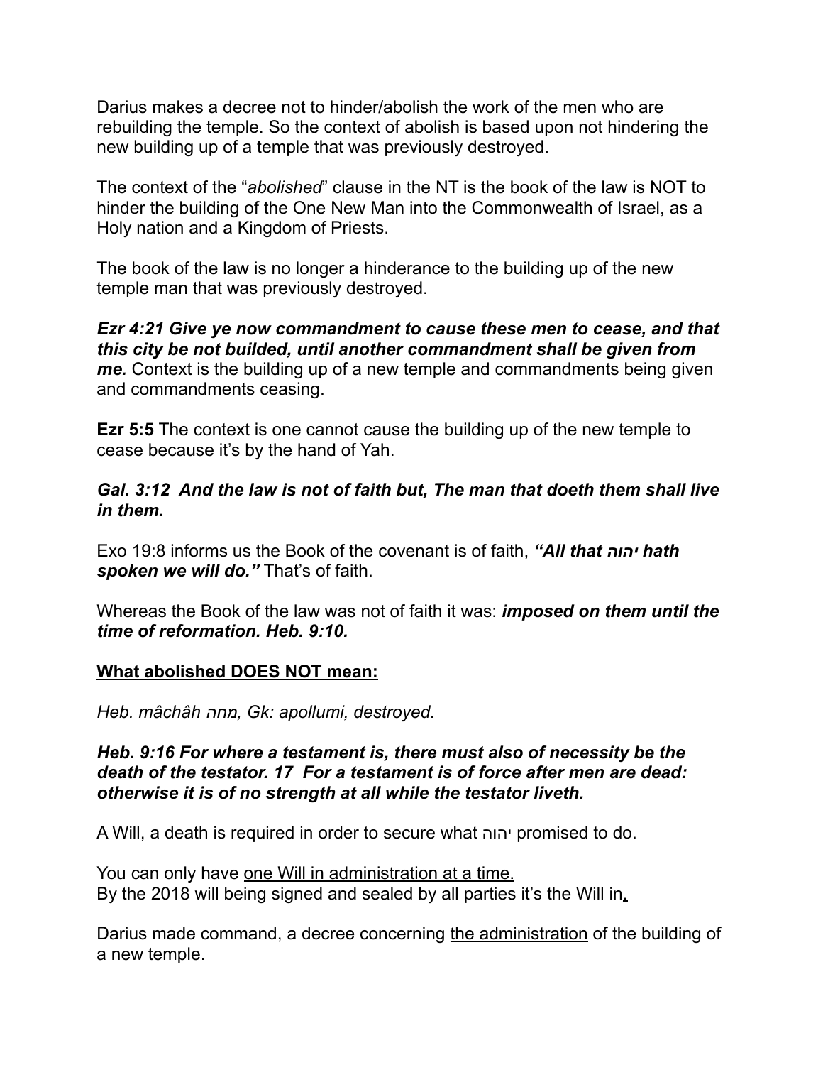Darius makes a decree not to hinder/abolish the work of the men who are rebuilding the temple. So the context of abolish is based upon not hindering the new building up of a temple that was previously destroyed.

The context of the "*abolished*" clause in the NT is the book of the law is NOT to hinder the building of the One New Man into the Commonwealth of Israel, as a Holy nation and a Kingdom of Priests.

The book of the law is no longer a hinderance to the building up of the new temple man that was previously destroyed.

***Ezr 4:21 Give ye now commandment to cause these men to cease, and that this city be not builded, until another commandment shall be given from me.*** Context is the building up of a new temple and commandments being given and commandments ceasing.

**Ezr 5:5** The context is one cannot cause the building up of the new temple to cease because it's by the hand of Yah.

***Gal. 3:12 And the law is not of faith but, The man that doeth them shall live in them.***

Exo 19:8 informs us the Book of the covenant is of faith, ***"All that יהוה hath spoken we will do."*** That's of faith.

Whereas the Book of the law was not of faith it was: ***imposed on them until the time of reformation. Heb. 9:10.***

**<u>What abolished DOES NOT mean:</u>**

*Heb. mâchâh מחה, Gk: apollumi, destroyed.*

***Heb. 9:16 For where a testament is, there must also of necessity be the death of the testator. 17 For a testament is of force after men are dead: otherwise it is of no strength at all while the testator liveth.***

A Will, a death is required in order to secure what יהוה promised to do.

You can only have <u>one Will in administration at a time.</u>
By the 2018 will being signed and sealed by all parties it's the Will in.

Darius made command, a decree concerning <u>the administration</u> of the building of a new temple.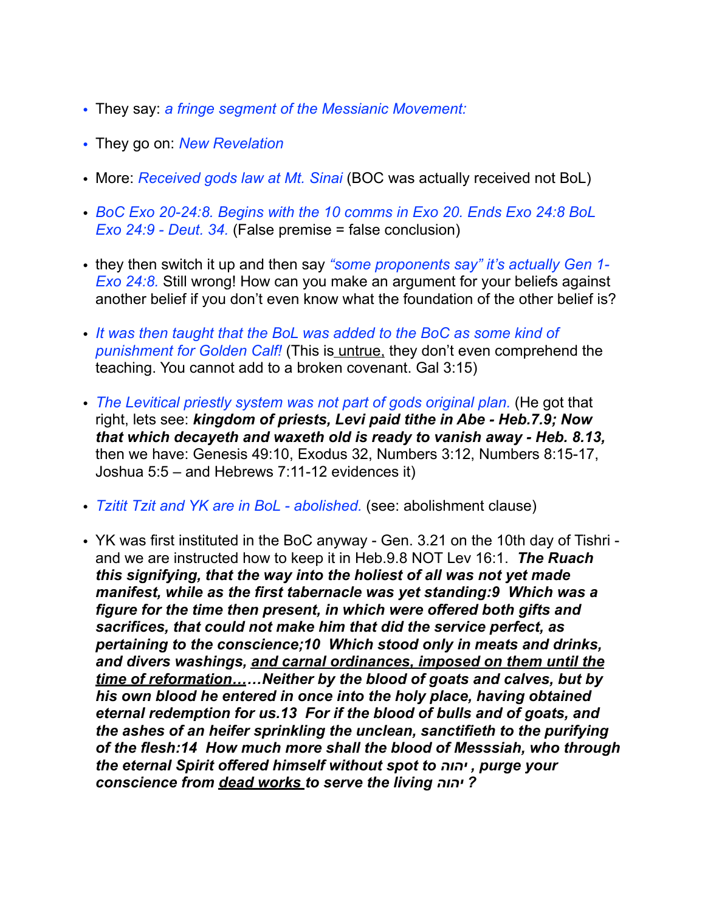- They say: *a fringe segment of the Messianic Movement:*

- They go on: *New Revelation*

- More: *Received gods law at Mt. Sinai* (BOC was actually received not BoL)

- *BoC Exo 20-24:8. Begins with the 10 comms in Exo 20. Ends Exo 24:8 BoL Exo 24:9 - Deut. 34.* (False premise = false conclusion)

- they then switch it up and then say *“some proponents say” it’s actually Gen 1- Exo 24:8.* Still wrong! How can you make an argument for your beliefs against another belief if you don’t even know what the foundation of the other belief is?

- *It was then taught that the BoL was added to the BoC as some kind of punishment for Golden Calf!* (This is untrue, they don’t even comprehend the teaching. You cannot add to a broken covenant. Gal 3:15)

- *The Levitical priestly system was not part of gods original plan.* (He got that right, lets see: ***kingdom of priests, Levi paid tithe in Abe - Heb.7.9; Now that which decayeth and waxeth old is ready to vanish away - Heb. 8.13,*** then we have: Genesis 49:10, Exodus 32, Numbers 3:12, Numbers 8:15-17, Joshua 5:5 – and Hebrews 7:11-12 evidences it)

- *Tzitit Tzit and YK are in BoL - abolished.* (see: abolishment clause)

- YK was first instituted in the BoC anyway - Gen. 3.21 on the 10th day of Tishri - and we are instructed how to keep it in Heb.9.8 NOT Lev 16:1. ***The Ruach this signifying, that the way into the holiest of all was not yet made manifest, while as the first tabernacle was yet standing:9 Which was a figure for the time then present, in which were offered both gifts and sacrifices, that could not make him that did the service perfect, as pertaining to the conscience;10 Which stood only in meats and drinks, and divers washings, <u>and carnal ordinances, imposed on them until the time of reformation…</u>…Neither by the blood of goats and calves, but by his own blood he entered in once into the holy place, having obtained eternal redemption for us.13 For if the blood of bulls and of goats, and the ashes of an heifer sprinkling the unclean, sanctifieth to the purifying of the flesh:14 How much more shall the blood of Messsiah, who through the eternal Spirit offered himself without spot to יהוה , purge your conscience from <u>dead works</u> to serve the living יהוה ?***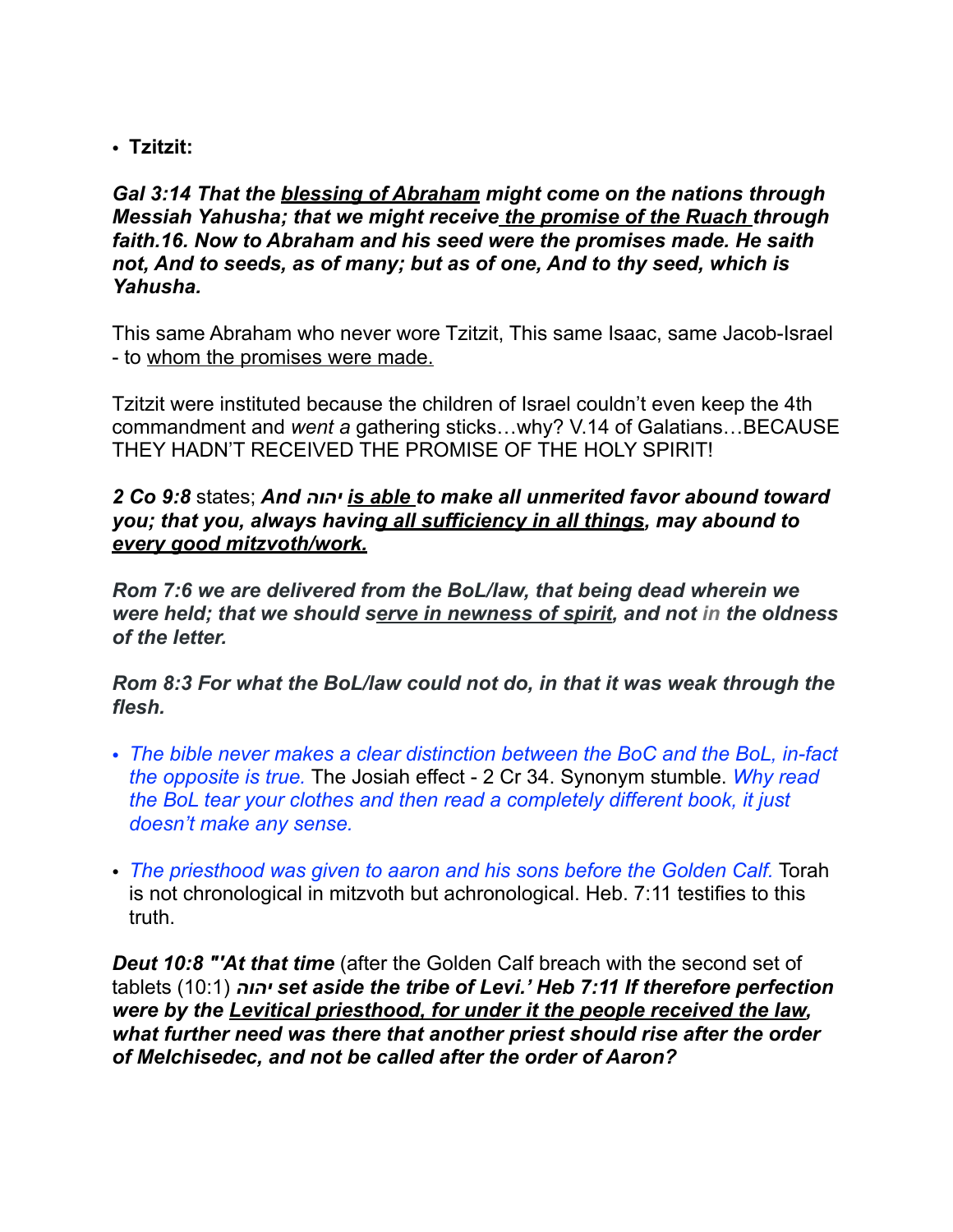- **Tzitzit:**

***Gal 3:14 That the <u>blessing of Abraham</u> might come on the nations through Messiah Yahusha; that we might receive <u>the promise of the Ruach</u> through faith.16. Now to Abraham and his seed were the promises made. He saith not, And to seeds, as of many; but as of one, And to thy seed, which is Yahusha.***

This same Abraham who never wore Tzitzit, This same Isaac, same Jacob-Israel - to <u>whom the promises were made.</u>

Tzitzit were instituted because the children of Israel couldn't even keep the 4th commandment and *went a* gathering sticks…why? V.14 of Galatians…BECAUSE THEY HADN'T RECEIVED THE PROMISE OF THE HOLY SPIRIT!

***2 Co 9:8*** states; ***And יהוה <u>is able</u> to make all unmerited favor abound toward you; that you, always having <u>all sufficiency in all things</u>, may abound to <u>every good mitzvoth/work.</u>***

***Rom 7:6 we are delivered from the BoL/law, that being dead wherein we were held; that we should <u>serve in newness of spirit</u>, and not in the oldness of the letter.***

***Rom 8:3 For what the BoL/law could not do, in that it was weak through the flesh.***

- *The bible never makes a clear distinction between the BoC and the BoL, in-fact the opposite is true.* The Josiah effect - 2 Cr 34. Synonym stumble. *Why read the BoL tear your clothes and then read a completely different book, it just doesn't make any sense.*

- *The priesthood was given to aaron and his sons before the Golden Calf.* Torah is not chronological in mitzvoth but achronological. Heb. 7:11 testifies to this truth.

***Deut 10:8 "'At that time*** (after the Golden Calf breach with the second set of tablets (10:1) ***יהוה set aside the tribe of Levi.' Heb 7:11 If therefore perfection were by the <u>Levitical priesthood, for under it the people received the law</u>, what further need was there that another priest should rise after the order of Melchisedec, and not be called after the order of Aaron?***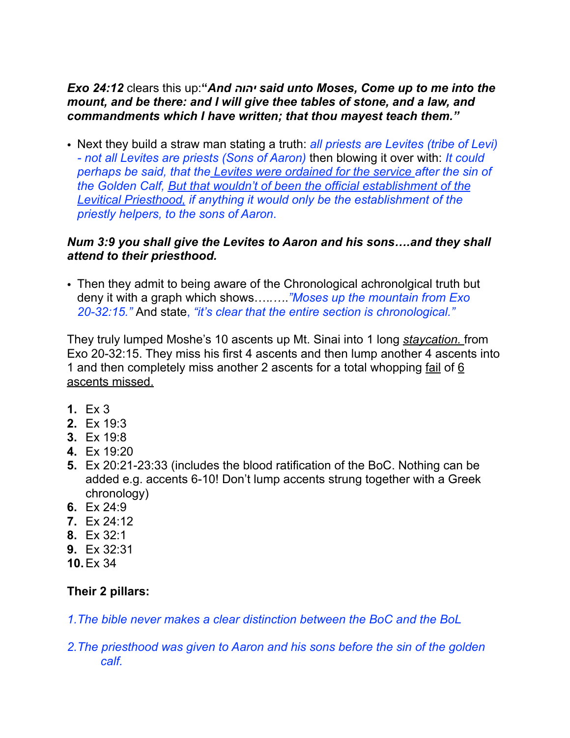***Exo 24:12*** clears this up:**"*And יהוה said unto Moses, Come up to me into the mount, and be there: and I will give thee tables of stone, and a law, and commandments which I have written; that thou mayest teach them.*"**

- Next they build a straw man stating a truth: *all priests are Levites (tribe of Levi) - not all Levites are priests (Sons of Aaron)* then blowing it over with: *It could perhaps be said, that the <u>Levites were ordained for the service</u> after the sin of the Golden Calf, <u>But that wouldn't of been the official establishment of the Levitical Priesthood,</u> if anything it would only be the establishment of the priestly helpers, to the sons of Aaron.*

***Num 3:9 you shall give the Levites to Aaron and his sons….and they shall attend to their priesthood.***

- Then they admit to being aware of the Chronological achronolgical truth but deny it with a graph which shows…..…..*"Moses up the mountain from Exo 20-32:15."* And state, *"it's clear that the entire section is chronological."*

They truly lumped Moshe's 10 ascents up Mt. Sinai into 1 long *<u>staycation.</u>* from Exo 20-32:15. They miss his first 4 ascents and then lump another 4 ascents into 1 and then completely miss another 2 ascents for a total whopping <u>fail</u> of <u>6 ascents missed.</u>

1. Ex 3
2. Ex 19:3
3. Ex 19:8
4. Ex 19:20
5. Ex 20:21-23:33 (includes the blood ratification of the BoC. Nothing can be added e.g. accents 6-10! Don't lump accents strung together with a Greek chronology)
6. Ex 24:9
7. Ex 24:12
8. Ex 32:1
9. Ex 32:31
10. Ex 34

**Their 2 pillars:**

*1.The bible never makes a clear distinction between the BoC and the BoL*

*2.The priesthood was given to Aaron and his sons before the sin of the golden calf.*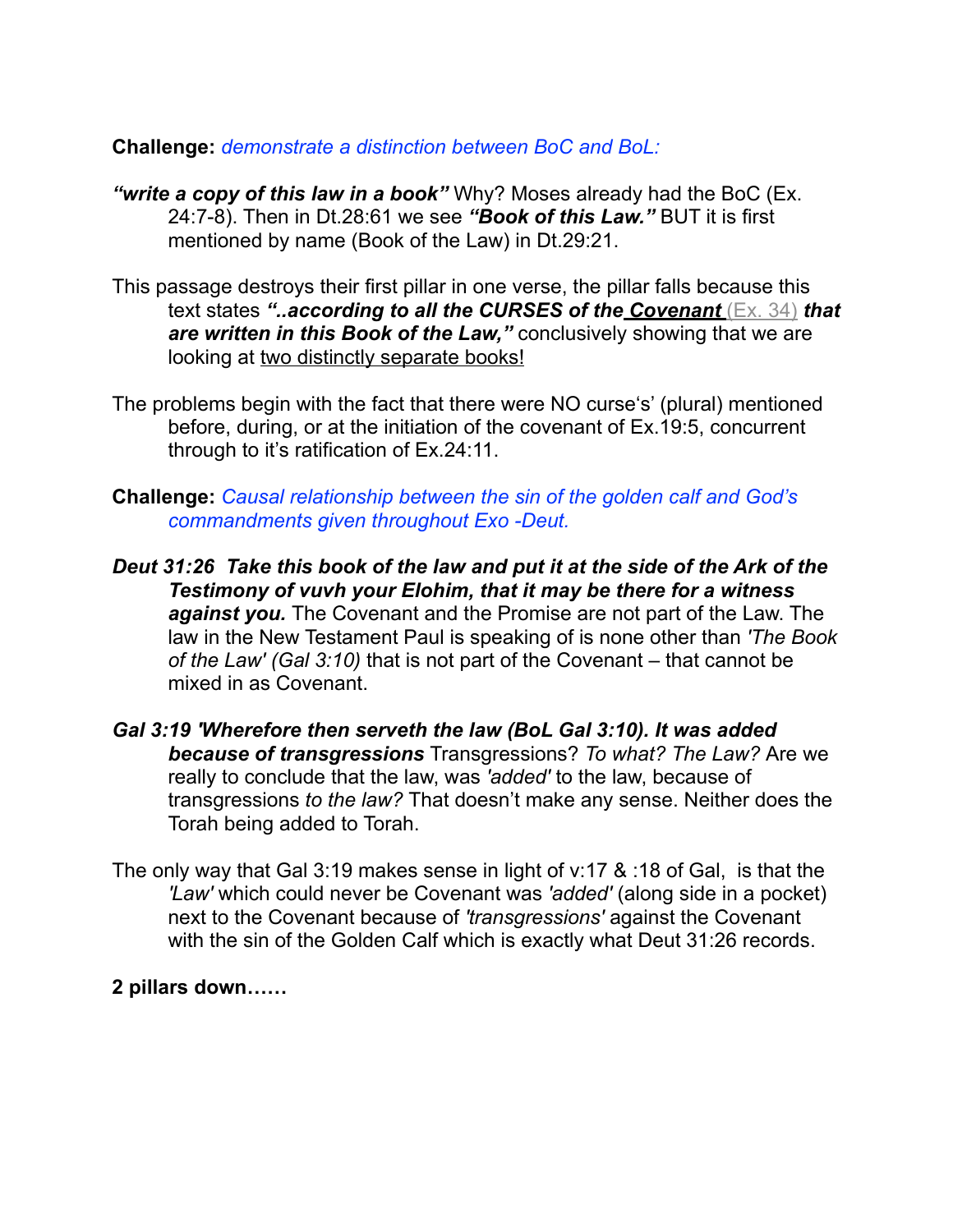**Challenge:** *demonstrate a distinction between BoC and BoL:*

***"write a copy of this law in a book"*** Why? Moses already had the BoC (Ex. 24:7-8). Then in Dt.28:61 we see ***"Book of this Law."*** BUT it is first mentioned by name (Book of the Law) in Dt.29:21.

This passage destroys their first pillar in one verse, the pillar falls because this text states ***"..according to all the CURSES of the <u>Covenant</u>*** (Ex. 34) ***that are written in this Book of the Law,"*** conclusively showing that we are looking at <u>two distinctly separate books!</u>

The problems begin with the fact that there were NO curse's' (plural) mentioned before, during, or at the initiation of the covenant of Ex.19:5, concurrent through to it's ratification of Ex.24:11.

**Challenge:** *Causal relationship between the sin of the golden calf and God's commandments given throughout Exo -Deut.*

***Deut 31:26 Take this book of the law and put it at the side of the Ark of the Testimony of vuvh your Elohim, that it may be there for a witness against you.*** The Covenant and the Promise are not part of the Law. The law in the New Testament Paul is speaking of is none other than *'The Book of the Law' (Gal 3:10)* that is not part of the Covenant – that cannot be mixed in as Covenant.

***Gal 3:19 'Wherefore then serveth the law (BoL Gal 3:10). It was added because of transgressions*** Transgressions? *To what? The Law?* Are we really to conclude that the law, was *'added'* to the law, because of transgressions *to the law?* That doesn't make any sense. Neither does the Torah being added to Torah.

The only way that Gal 3:19 makes sense in light of v:17 & :18 of Gal, is that the *'Law'* which could never be Covenant was *'added'* (along side in a pocket) next to the Covenant because of *'transgressions'* against the Covenant with the sin of the Golden Calf which is exactly what Deut 31:26 records.

**2 pillars down……**